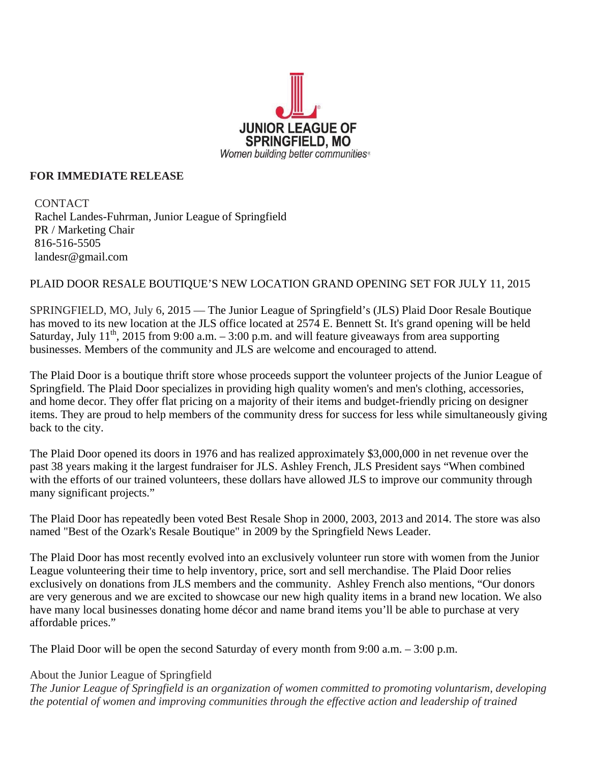JUNIOR LEAGUE OF SPRINGFIELD, MO
*Women building better communities*

**FOR IMMEDIATE RELEASE**

CONTACT
Rachel Landes-Fuhrman, Junior League of Springfield
PR / Marketing Chair
816-516-5505
landesr@gmail.com

PLAID DOOR RESALE BOUTIQUE'S NEW LOCATION GRAND OPENING SET FOR JULY 11, 2015

SPRINGFIELD, MO, July 6, 2015 — The Junior League of Springfield's (JLS) Plaid Door Resale Boutique has moved to its new location at the JLS office located at 2574 E. Bennett St. It's grand opening will be held Saturday, July 11th, 2015 from 9:00 a.m. – 3:00 p.m. and will feature giveaways from area supporting businesses. Members of the community and JLS are welcome and encouraged to attend.

The Plaid Door is a boutique thrift store whose proceeds support the volunteer projects of the Junior League of Springfield. The Plaid Door specializes in providing high quality women's and men's clothing, accessories, and home decor. They offer flat pricing on a majority of their items and budget-friendly pricing on designer items. They are proud to help members of the community dress for success for less while simultaneously giving back to the city.

The Plaid Door opened its doors in 1976 and has realized approximately $3,000,000 in net revenue over the past 38 years making it the largest fundraiser for JLS. Ashley French, JLS President says "When combined with the efforts of our trained volunteers, these dollars have allowed JLS to improve our community through many significant projects."

The Plaid Door has repeatedly been voted Best Resale Shop in 2000, 2003, 2013 and 2014. The store was also named "Best of the Ozark's Resale Boutique" in 2009 by the Springfield News Leader.

The Plaid Door has most recently evolved into an exclusively volunteer run store with women from the Junior League volunteering their time to help inventory, price, sort and sell merchandise. The Plaid Door relies exclusively on donations from JLS members and the community. Ashley French also mentions, "Our donors are very generous and we are excited to showcase our new high quality items in a brand new location. We also have many local businesses donating home décor and name brand items you'll be able to purchase at very affordable prices."

The Plaid Door will be open the second Saturday of every month from 9:00 a.m. – 3:00 p.m.

About the Junior League of Springfield

*The Junior League of Springfield is an organization of women committed to promoting voluntarism, developing the potential of women and improving communities through the effective action and leadership of trained*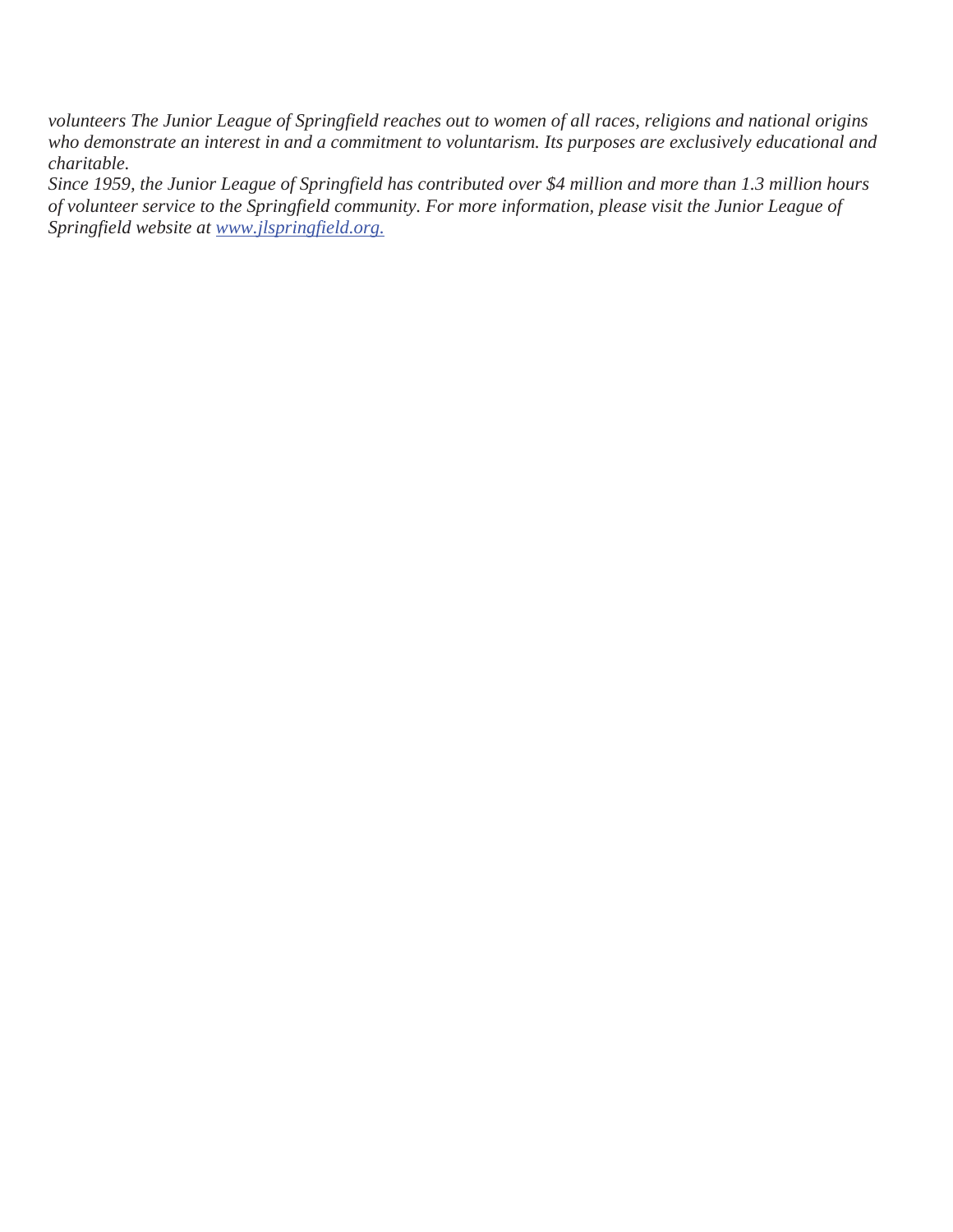*volunteers The Junior League of Springfield reaches out to women of all races, religions and national origins who demonstrate an interest in and a commitment to voluntarism. Its purposes are exclusively educational and charitable.*

*Since 1959, the Junior League of Springfield has contributed over $4 million and more than 1.3 million hours of volunteer service to the Springfield community. For more information, please visit the Junior League of Springfield website at [www.jlspringfield.org.](http://www.jlspringfield.org)*